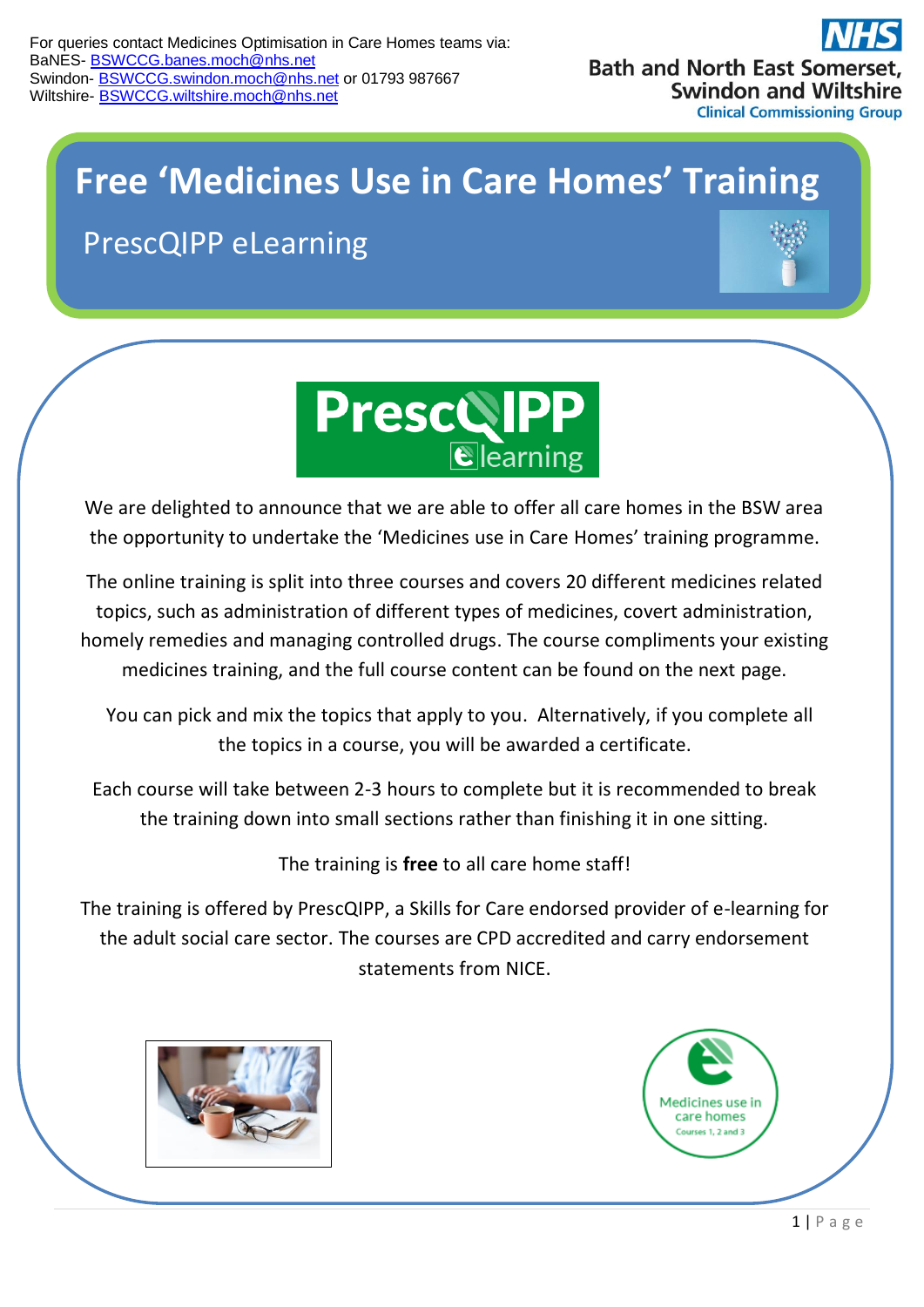For queries contact Medicines Optimisation in Care Homes teams via:
BaNES- BSWCCG.banes.moch@nhs.net
Swindon- BSWCCG.swindon.moch@nhs.net or 01793 987667
Wiltshire- BSWCCG.wiltshire.moch@nhs.net

NHS Bath and North East Somerset, Swindon and Wiltshire Clinical Commissioning Group

# Free 'Medicines Use in Care Homes' Training

## PrescQIPP eLearning

We are delighted to announce that we are able to offer all care homes in the BSW area the opportunity to undertake the 'Medicines use in Care Homes' training programme.

The online training is split into three courses and covers 20 different medicines related topics, such as administration of different types of medicines, covert administration, homely remedies and managing controlled drugs. The course compliments your existing medicines training, and the full course content can be found on the next page.

You can pick and mix the topics that apply to you. Alternatively, if you complete all the topics in a course, you will be awarded a certificate.

Each course will take between 2-3 hours to complete but it is recommended to break the training down into small sections rather than finishing it in one sitting.

The training is **free** to all care home staff!

The training is offered by PrescQIPP, a Skills for Care endorsed provider of e-learning for the adult social care sector. The courses are CPD accredited and carry endorsement statements from NICE.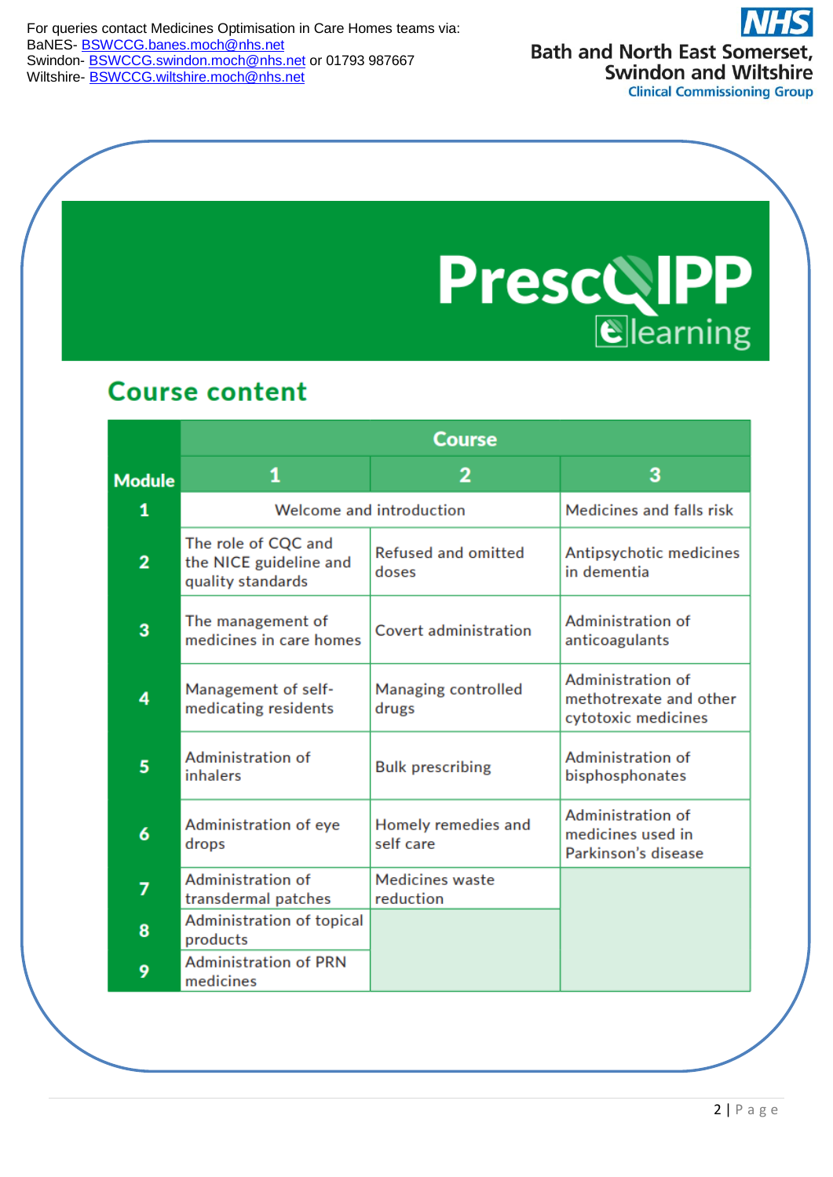For queries contact Medicines Optimisation in Care Homes teams via:
BaNES- BSWCCG.banes.moch@nhs.net
Swindon- BSWCCG.swindon.moch@nhs.net or 01793 987667
Wiltshire- BSWCCG.wiltshire.moch@nhs.net

NHS
Bath and North East Somerset, Swindon and Wiltshire
Clinical Commissioning Group

PrescQIPP elearning

## Course content

| Module | Course 1 | Course 2 | Course 3 |
|---|---|---|---|
| 1 | Welcome and introduction | | Medicines and falls risk |
| 2 | The role of CQC and the NICE guideline and quality standards | Refused and omitted doses | Antipsychotic medicines in dementia |
| 3 | The management of medicines in care homes | Covert administration | Administration of anticoagulants |
| 4 | Management of self-medicating residents | Managing controlled drugs | Administration of methotrexate and other cytotoxic medicines |
| 5 | Administration of inhalers | Bulk prescribing | Administration of bisphosphonates |
| 6 | Administration of eye drops | Homely remedies and self care | Administration of medicines used in Parkinson's disease |
| 7 | Administration of transdermal patches | Medicines waste reduction | |
| 8 | Administration of topical products | | |
| 9 | Administration of PRN medicines | | |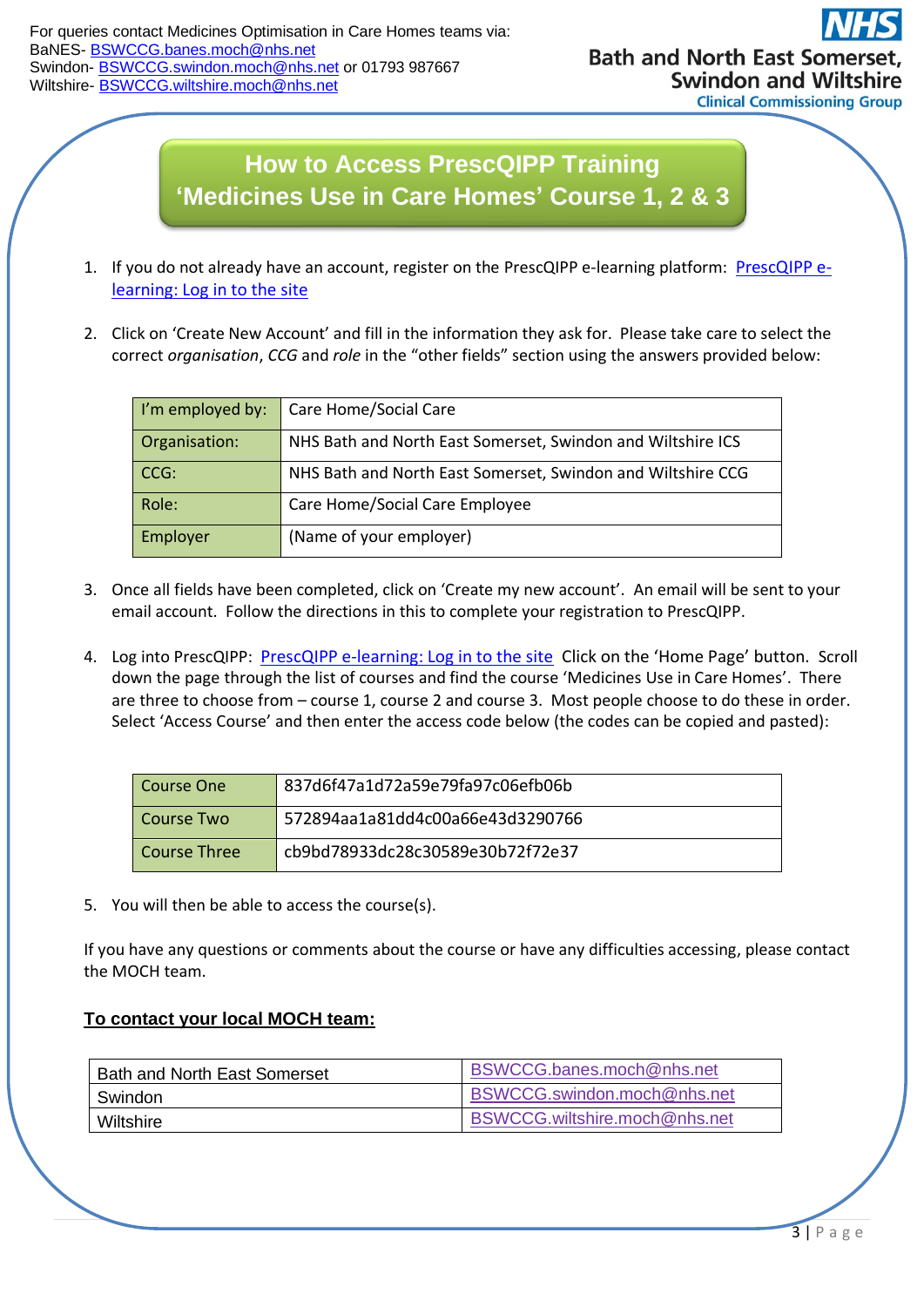For queries contact Medicines Optimisation in Care Homes teams via:
BaNES- BSWCCG.banes.moch@nhs.net
Swindon- BSWCCG.swindon.moch@nhs.net or 01793 987667
Wiltshire- BSWCCG.wiltshire.moch@nhs.net

NHS Bath and North East Somerset, Swindon and Wiltshire Clinical Commissioning Group

# How to Access PrescQIPP Training 'Medicines Use in Care Homes' Course 1, 2 & 3

1. If you do not already have an account, register on the PrescQIPP e-learning platform: PrescQIPP e-learning: Log in to the site

2. Click on 'Create New Account' and fill in the information they ask for. Please take care to select the correct *organisation*, *CCG* and *role* in the "other fields" section using the answers provided below:

| | |
|---|---|
| I'm employed by: | Care Home/Social Care |
| Organisation: | NHS Bath and North East Somerset, Swindon and Wiltshire ICS |
| CCG: | NHS Bath and North East Somerset, Swindon and Wiltshire CCG |
| Role: | Care Home/Social Care Employee |
| Employer | (Name of your employer) |

3. Once all fields have been completed, click on 'Create my new account'. An email will be sent to your email account. Follow the directions in this to complete your registration to PrescQIPP.

4. Log into PrescQIPP: PrescQIPP e-learning: Log in to the site Click on the 'Home Page' button. Scroll down the page through the list of courses and find the course 'Medicines Use in Care Homes'. There are three to choose from – course 1, course 2 and course 3. Most people choose to do these in order. Select 'Access Course' and then enter the access code below (the codes can be copied and pasted):

| | |
|---|---|
| Course One | 837d6f47a1d72a59e79fa97c06efb06b |
| Course Two | 572894aa1a81dd4c00a66e43d3290766 |
| Course Three | cb9bd78933dc28c30589e30b72f72e37 |

5. You will then be able to access the course(s).

If you have any questions or comments about the course or have any difficulties accessing, please contact the MOCH team.

**To contact your local MOCH team:**

| | |
|---|---|
| Bath and North East Somerset | BSWCCG.banes.moch@nhs.net |
| Swindon | BSWCCG.swindon.moch@nhs.net |
| Wiltshire | BSWCCG.wiltshire.moch@nhs.net |